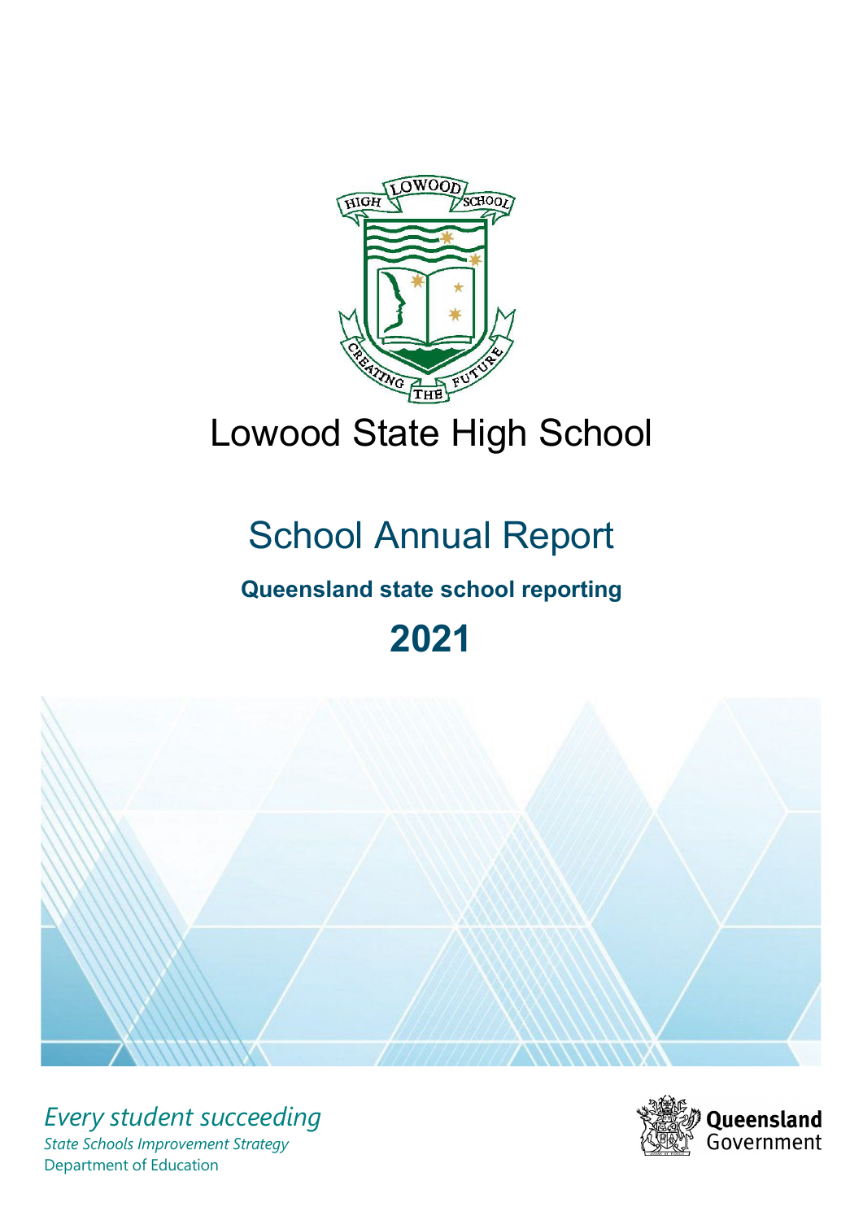# Lowood State High School

## School Annual Report

**Queensland state school reporting**

**2021**

*Every student succeeding*

*State Schools Improvement Strategy*

Department of Education

Queensland Government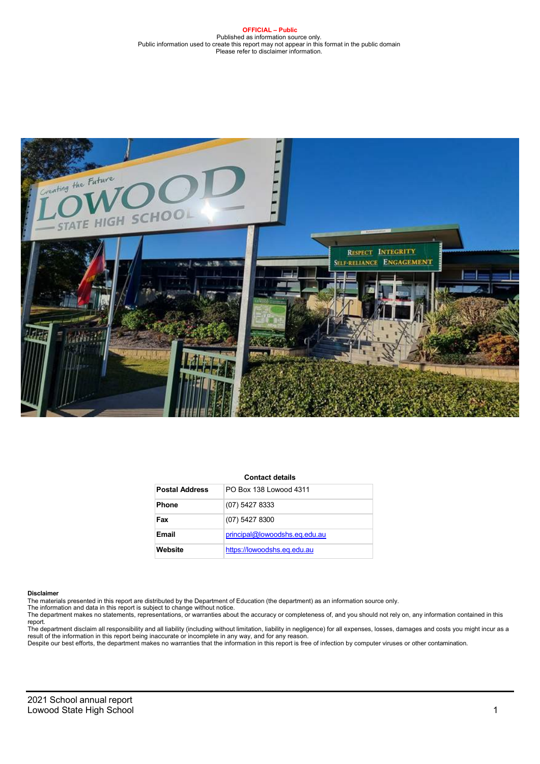**OFFICIAL – Public**
Published as information source only.
Public information used to create this report may not appear in this format in the public domain
Please refer to disclaimer information.

**Contact details**

| | |
|---|---|
| **Postal Address** | PO Box 138 Lowood 4311 |
| **Phone** | (07) 5427 8333 |
| **Fax** | (07) 5427 8300 |
| **Email** | principal@lowoodshs.eq.edu.au |
| **Website** | https://lowoodshs.eq.edu.au |

**Disclaimer**

The materials presented in this report are distributed by the Department of Education (the department) as an information source only.
The information and data in this report is subject to change without notice.
The department makes no statements, representations, or warranties about the accuracy or completeness of, and you should not rely on, any information contained in this report.
The department disclaim all responsibility and all liability (including without limitation, liability in negligence) for all expenses, losses, damages and costs you might incur as a result of the information in this report being inaccurate or incomplete in any way, and for any reason.
Despite our best efforts, the department makes no warranties that the information in this report is free of infection by computer viruses or other contamination.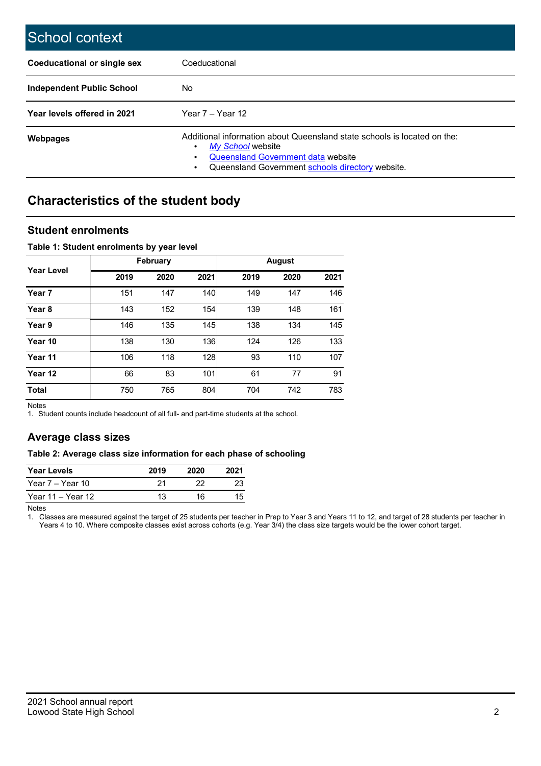# School context

| | |
|---|---|
| **Coeducational or single sex** | Coeducational |
| **Independent Public School** | No |
| **Year levels offered in 2021** | Year 7 – Year 12 |
| **Webpages** | Additional information about Queensland state schools is located on the: <br>• *My School* website <br>• Queensland Government data website <br>• Queensland Government schools directory website. |

## Characteristics of the student body

### Student enrolments

**Table 1: Student enrolments by year level**

| Year Level | February | | | August | | |
|---|---|---|---|---|---|---|
| | 2019 | 2020 | 2021 | 2019 | 2020 | 2021 |
| **Year 7** | 151 | 147 | 140 | 149 | 147 | 146 |
| **Year 8** | 143 | 152 | 154 | 139 | 148 | 161 |
| **Year 9** | 146 | 135 | 145 | 138 | 134 | 145 |
| **Year 10** | 138 | 130 | 136 | 124 | 126 | 133 |
| **Year 11** | 106 | 118 | 128 | 93 | 110 | 107 |
| **Year 12** | 66 | 83 | 101 | 61 | 77 | 91 |
| **Total** | 750 | 765 | 804 | 704 | 742 | 783 |

Notes
1. Student counts include headcount of all full- and part-time students at the school.

### Average class sizes

**Table 2: Average class size information for each phase of schooling**

| Year Levels | 2019 | 2020 | 2021 |
|---|---|---|---|
| Year 7 – Year 10 | 21 | 22 | 23 |
| Year 11 – Year 12 | 13 | 16 | 15 |

Notes
1. Classes are measured against the target of 25 students per teacher in Prep to Year 3 and Years 11 to 12, and target of 28 students per teacher in Years 4 to 10. Where composite classes exist across cohorts (e.g. Year 3/4) the class size targets would be the lower cohort target.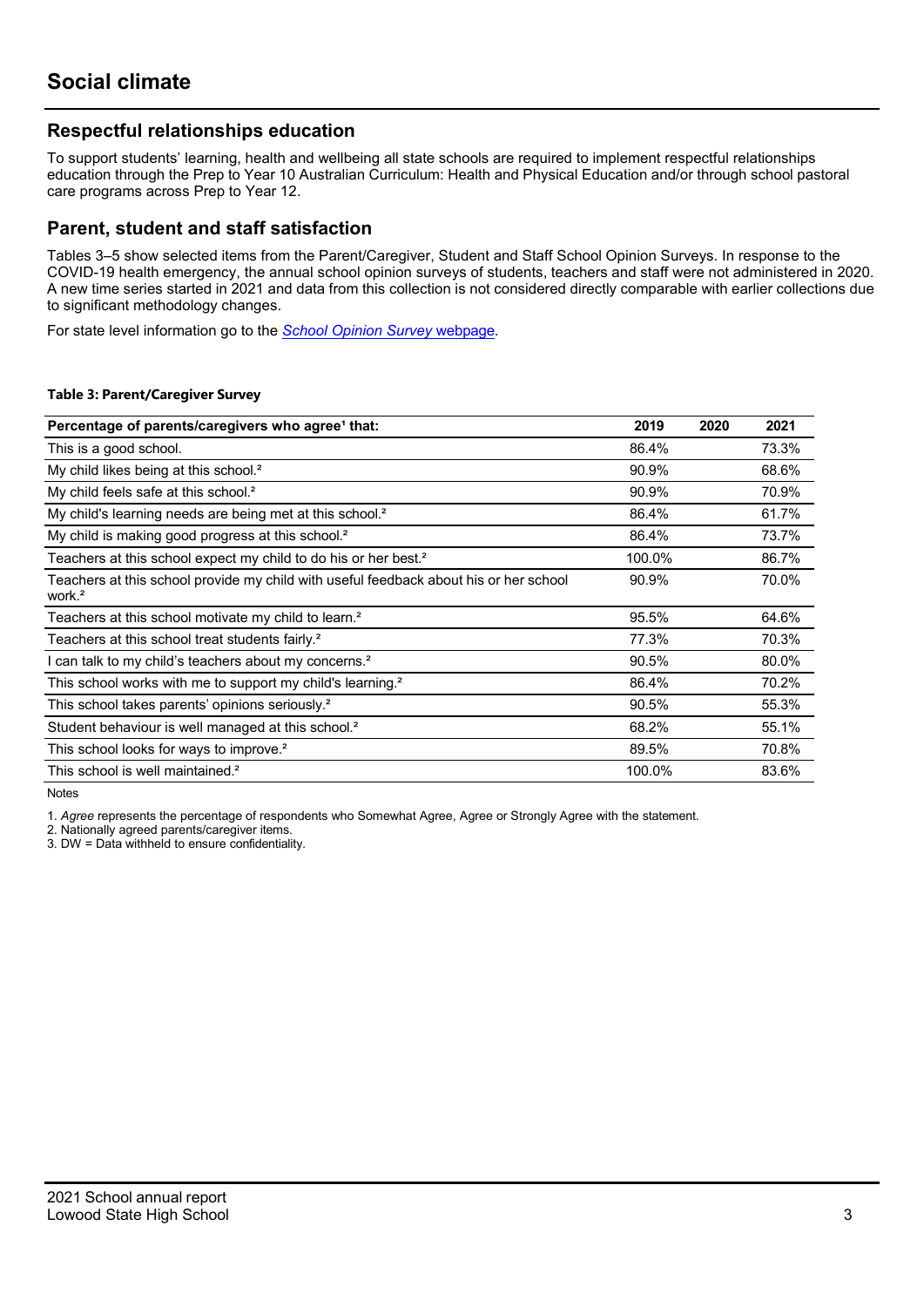# Social climate

## Respectful relationships education

To support students' learning, health and wellbeing all state schools are required to implement respectful relationships education through the Prep to Year 10 Australian Curriculum: Health and Physical Education and/or through school pastoral care programs across Prep to Year 12.

## Parent, student and staff satisfaction

Tables 3–5 show selected items from the Parent/Caregiver, Student and Staff School Opinion Surveys. In response to the COVID-19 health emergency, the annual school opinion surveys of students, teachers and staff were not administered in 2020. A new time series started in 2021 and data from this collection is not considered directly comparable with earlier collections due to significant methodology changes.

For state level information go to the *School Opinion Survey* webpage.

**Table 3: Parent/Caregiver Survey**

| Percentage of parents/caregivers who agree[1] that: | 2019 | 2020 | 2021 |
|---|---|---|---|
| This is a good school. | 86.4% | | 73.3% |
| My child likes being at this school.[2] | 90.9% | | 68.6% |
| My child feels safe at this school.[2] | 90.9% | | 70.9% |
| My child's learning needs are being met at this school.[2] | 86.4% | | 61.7% |
| My child is making good progress at this school.[2] | 86.4% | | 73.7% |
| Teachers at this school expect my child to do his or her best.[2] | 100.0% | | 86.7% |
| Teachers at this school provide my child with useful feedback about his or her school work.[2] | 90.9% | | 70.0% |
| Teachers at this school motivate my child to learn.[2] | 95.5% | | 64.6% |
| Teachers at this school treat students fairly.[2] | 77.3% | | 70.3% |
| I can talk to my child's teachers about my concerns.[2] | 90.5% | | 80.0% |
| This school works with me to support my child's learning.[2] | 86.4% | | 70.2% |
| This school takes parents' opinions seriously.[2] | 90.5% | | 55.3% |
| Student behaviour is well managed at this school.[2] | 68.2% | | 55.1% |
| This school looks for ways to improve.[2] | 89.5% | | 70.8% |
| This school is well maintained.[2] | 100.0% | | 83.6% |

Notes

1. *Agree* represents the percentage of respondents who Somewhat Agree, Agree or Strongly Agree with the statement.
2. Nationally agreed parents/caregiver items.
3. DW = Data withheld to ensure confidentiality.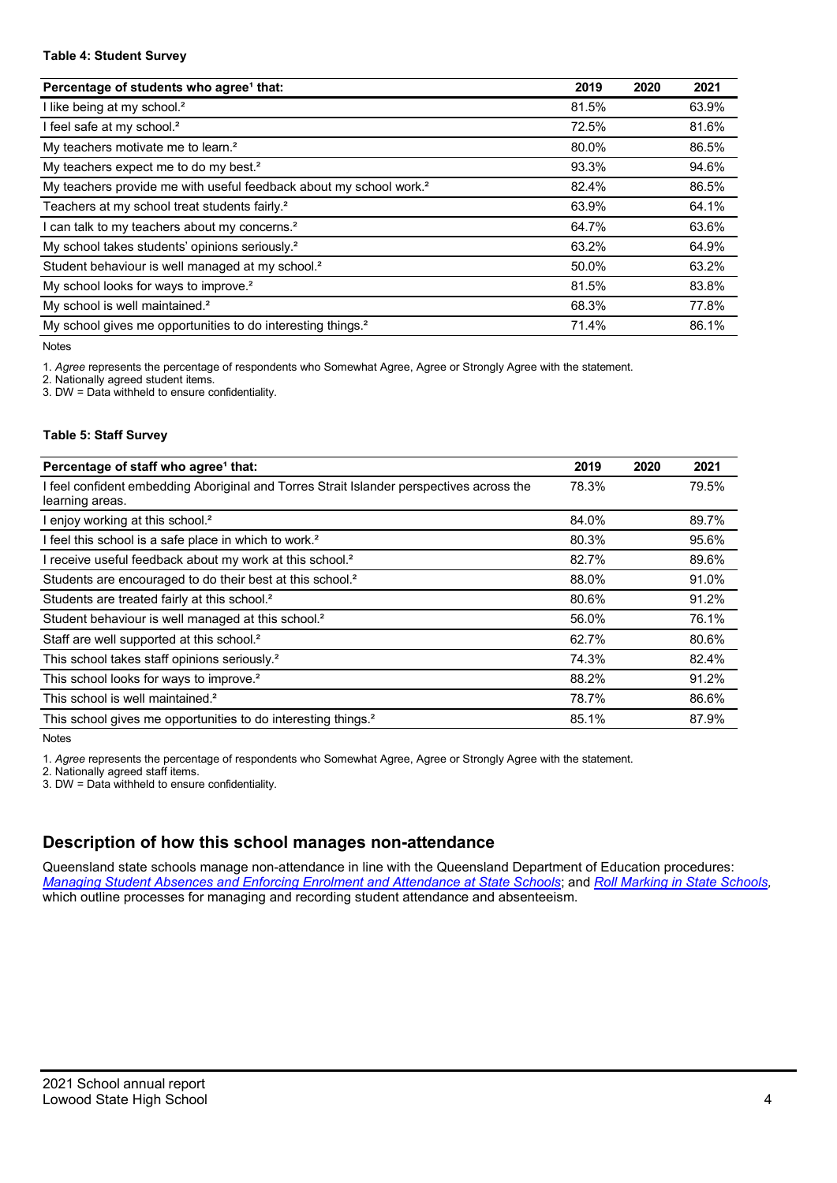**Table 4: Student Survey**

| Percentage of students who agree[1] that: | 2019 | 2020 | 2021 |
|---|---|---|---|
| I like being at my school.[2] | 81.5% | | 63.9% |
| I feel safe at my school.[2] | 72.5% | | 81.6% |
| My teachers motivate me to learn.[2] | 80.0% | | 86.5% |
| My teachers expect me to do my best.[2] | 93.3% | | 94.6% |
| My teachers provide me with useful feedback about my school work.[2] | 82.4% | | 86.5% |
| Teachers at my school treat students fairly.[2] | 63.9% | | 64.1% |
| I can talk to my teachers about my concerns.[2] | 64.7% | | 63.6% |
| My school takes students' opinions seriously.[2] | 63.2% | | 64.9% |
| Student behaviour is well managed at my school.[2] | 50.0% | | 63.2% |
| My school looks for ways to improve.[2] | 81.5% | | 83.8% |
| My school is well maintained.[2] | 68.3% | | 77.8% |
| My school gives me opportunities to do interesting things.[2] | 71.4% | | 86.1% |

Notes

1. *Agree* represents the percentage of respondents who Somewhat Agree, Agree or Strongly Agree with the statement.
2. Nationally agreed student items.
3. DW = Data withheld to ensure confidentiality.

**Table 5: Staff Survey**

| Percentage of staff who agree[1] that: | 2019 | 2020 | 2021 |
|---|---|---|---|
| I feel confident embedding Aboriginal and Torres Strait Islander perspectives across the learning areas. | 78.3% | | 79.5% |
| I enjoy working at this school.[2] | 84.0% | | 89.7% |
| I feel this school is a safe place in which to work.[2] | 80.3% | | 95.6% |
| I receive useful feedback about my work at this school.[2] | 82.7% | | 89.6% |
| Students are encouraged to do their best at this school.[2] | 88.0% | | 91.0% |
| Students are treated fairly at this school.[2] | 80.6% | | 91.2% |
| Student behaviour is well managed at this school.[2] | 56.0% | | 76.1% |
| Staff are well supported at this school.[2] | 62.7% | | 80.6% |
| This school takes staff opinions seriously.[2] | 74.3% | | 82.4% |
| This school looks for ways to improve.[2] | 88.2% | | 91.2% |
| This school is well maintained.[2] | 78.7% | | 86.6% |
| This school gives me opportunities to do interesting things.[2] | 85.1% | | 87.9% |

Notes

1. *Agree* represents the percentage of respondents who Somewhat Agree, Agree or Strongly Agree with the statement.
2. Nationally agreed staff items.
3. DW = Data withheld to ensure confidentiality.

## Description of how this school manages non-attendance

Queensland state schools manage non-attendance in line with the Queensland Department of Education procedures: *Managing Student Absences and Enforcing Enrolment and Attendance at State Schools*; and *Roll Marking in State Schools*, which outline processes for managing and recording student attendance and absenteeism.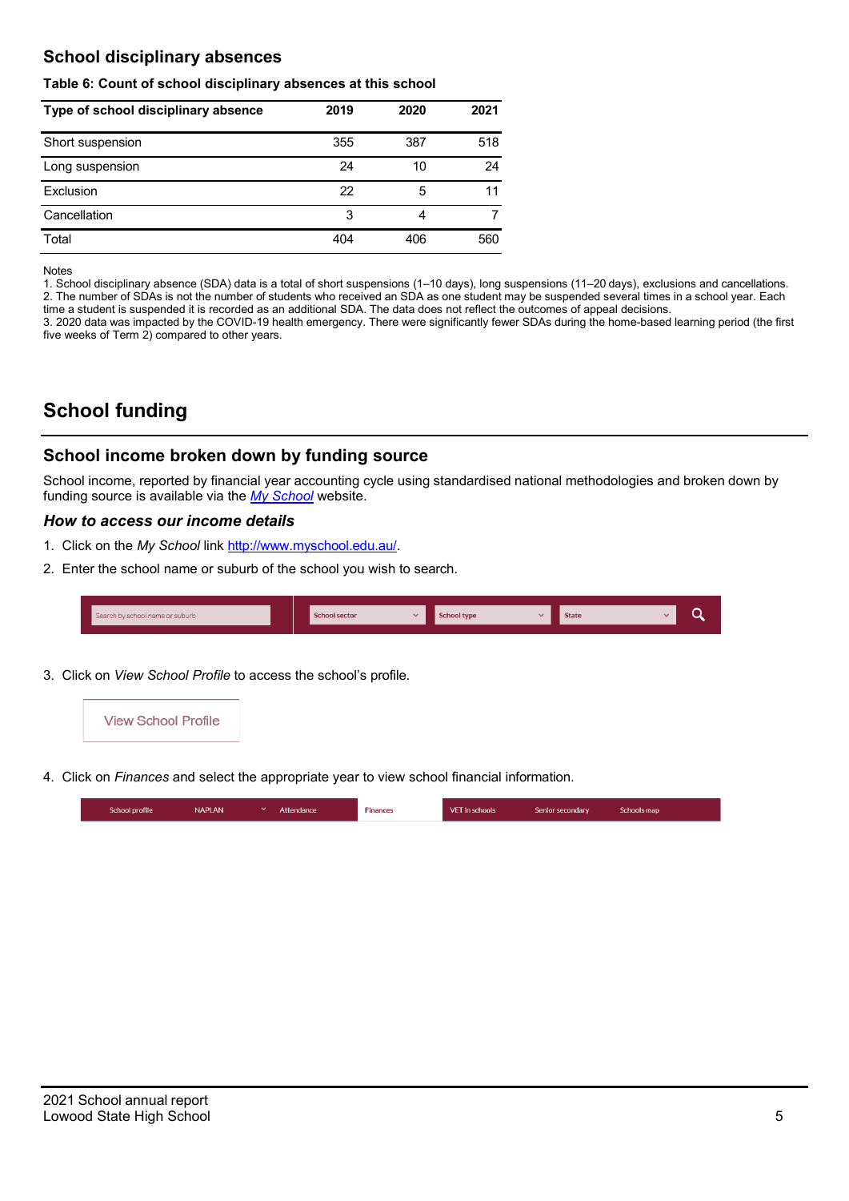## School disciplinary absences

**Table 6: Count of school disciplinary absences at this school**

| Type of school disciplinary absence | 2019 | 2020 | 2021 |
|---|---|---|---|
| Short suspension | 355 | 387 | 518 |
| Long suspension | 24 | 10 | 24 |
| Exclusion | 22 | 5 | 11 |
| Cancellation | 3 | 4 | 7 |
| Total | 404 | 406 | 560 |

Notes
1. School disciplinary absence (SDA) data is a total of short suspensions (1–10 days), long suspensions (11–20 days), exclusions and cancellations.
2. The number of SDAs is not the number of students who received an SDA as one student may be suspended several times in a school year. Each time a student is suspended it is recorded as an additional SDA. The data does not reflect the outcomes of appeal decisions.
3. 2020 data was impacted by the COVID-19 health emergency. There were significantly fewer SDAs during the home-based learning period (the first five weeks of Term 2) compared to other years.

# School funding

## School income broken down by funding source

School income, reported by financial year accounting cycle using standardised national methodologies and broken down by funding source is available via the *My School* website.

### *How to access our income details*

1. Click on the *My School* link http://www.myschool.edu.au/.
2. Enter the school name or suburb of the school you wish to search.

Search by school name or suburb | School sector | School type | State

3. Click on *View School Profile* to access the school's profile.

View School Profile

4. Click on *Finances* and select the appropriate year to view school financial information.

School profile | NAPLAN | Attendance | Finances | VET in schools | Senior secondary | Schools map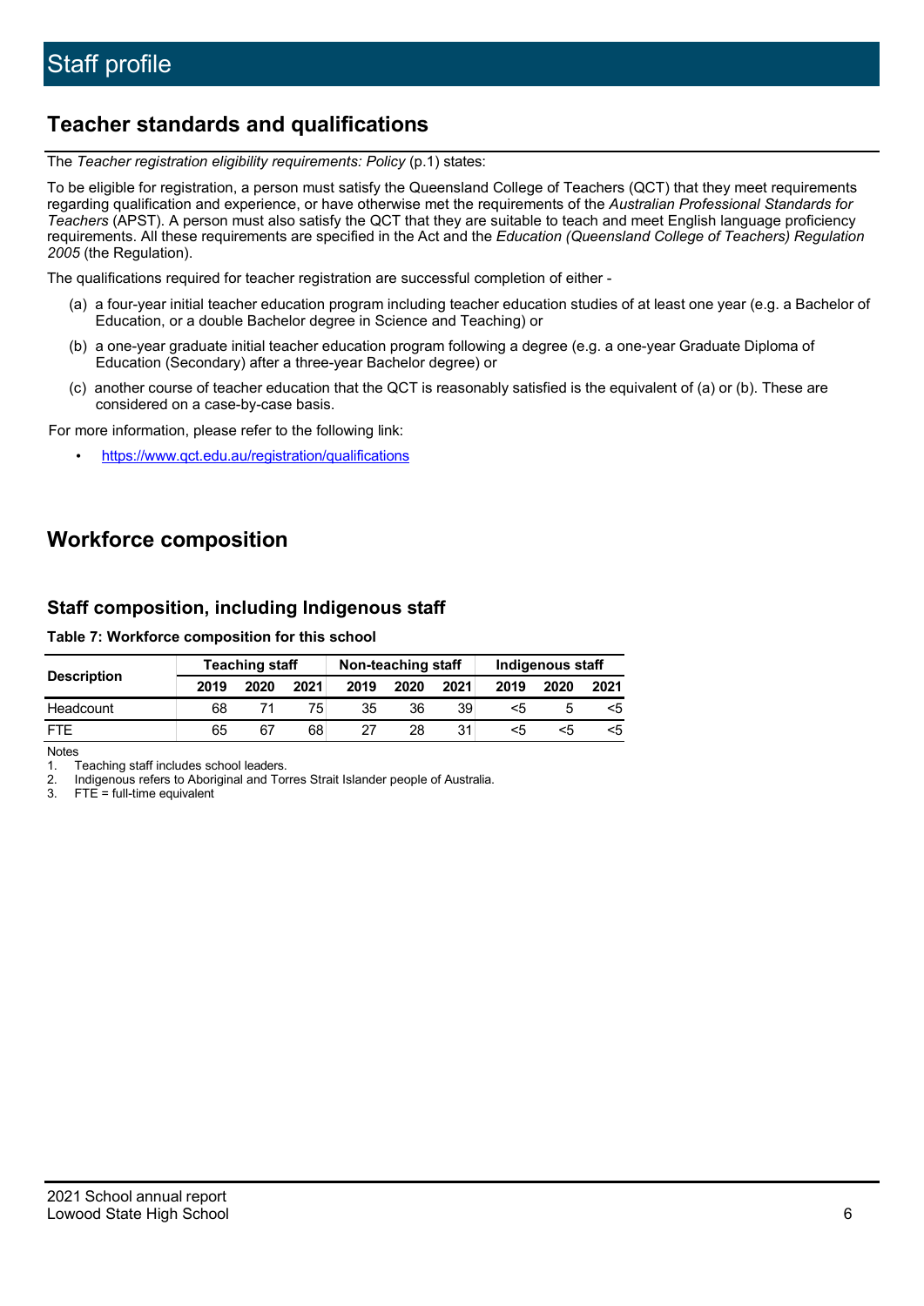# Staff profile

## Teacher standards and qualifications

The *Teacher registration eligibility requirements: Policy* (p.1) states:

To be eligible for registration, a person must satisfy the Queensland College of Teachers (QCT) that they meet requirements regarding qualification and experience, or have otherwise met the requirements of the *Australian Professional Standards for Teachers* (APST). A person must also satisfy the QCT that they are suitable to teach and meet English language proficiency requirements. All these requirements are specified in the Act and the *Education (Queensland College of Teachers) Regulation 2005* (the Regulation).

The qualifications required for teacher registration are successful completion of either -

(a) a four-year initial teacher education program including teacher education studies of at least one year (e.g. a Bachelor of Education, or a double Bachelor degree in Science and Teaching) or

(b) a one-year graduate initial teacher education program following a degree (e.g. a one-year Graduate Diploma of Education (Secondary) after a three-year Bachelor degree) or

(c) another course of teacher education that the QCT is reasonably satisfied is the equivalent of (a) or (b). These are considered on a case-by-case basis.

For more information, please refer to the following link:

- https://www.qct.edu.au/registration/qualifications

## Workforce composition

### Staff composition, including Indigenous staff

**Table 7: Workforce composition for this school**

| Description | Teaching staff | | | Non-teaching staff | | | Indigenous staff | | |
|---|---|---|---|---|---|---|---|---|---|
| | 2019 | 2020 | 2021 | 2019 | 2020 | 2021 | 2019 | 2020 | 2021 |
| Headcount | 68 | 71 | 75 | 35 | 36 | 39 | <5 | 5 | <5 |
| FTE | 65 | 67 | 68 | 27 | 28 | 31 | <5 | <5 | <5 |

Notes

1. Teaching staff includes school leaders.
2. Indigenous refers to Aboriginal and Torres Strait Islander people of Australia.
3. FTE = full-time equivalent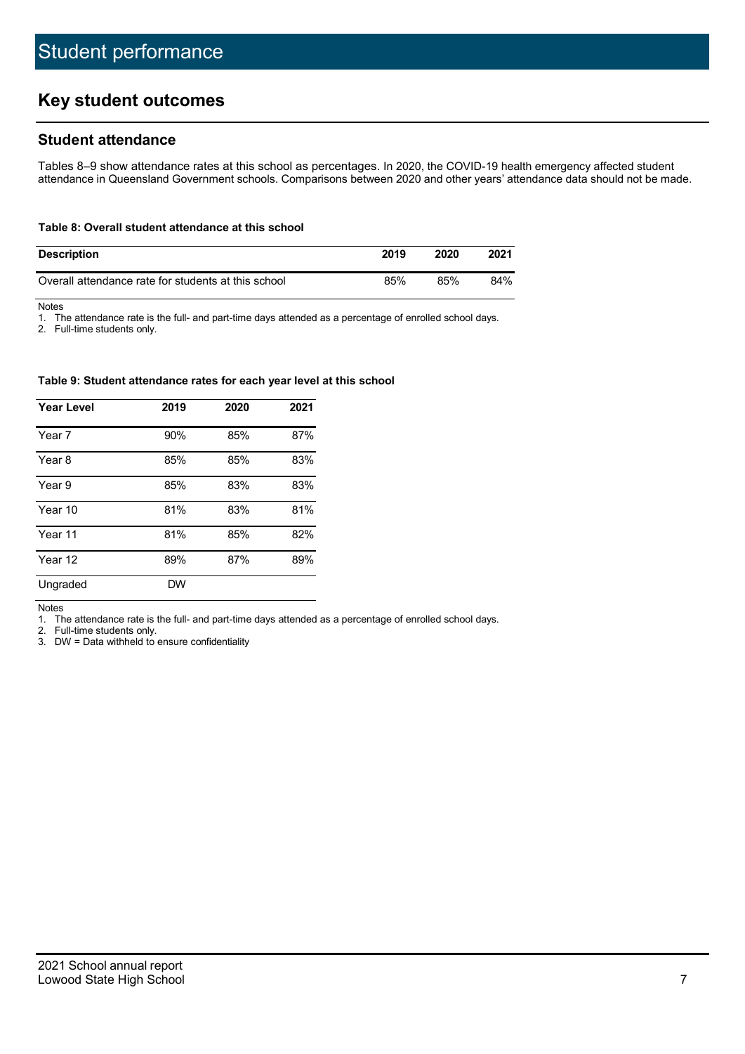# Student performance

## Key student outcomes

### Student attendance

Tables 8–9 show attendance rates at this school as percentages. In 2020, the COVID-19 health emergency affected student attendance in Queensland Government schools. Comparisons between 2020 and other years' attendance data should not be made.

**Table 8: Overall student attendance at this school**

| Description | 2019 | 2020 | 2021 |
|---|---|---|---|
| Overall attendance rate for students at this school | 85% | 85% | 84% |

Notes
1. The attendance rate is the full- and part-time days attended as a percentage of enrolled school days.
2. Full-time students only.

**Table 9: Student attendance rates for each year level at this school**

| Year Level | 2019 | 2020 | 2021 |
|---|---|---|---|
| Year 7 | 90% | 85% | 87% |
| Year 8 | 85% | 85% | 83% |
| Year 9 | 85% | 83% | 83% |
| Year 10 | 81% | 83% | 81% |
| Year 11 | 81% | 85% | 82% |
| Year 12 | 89% | 87% | 89% |
| Ungraded | DW | | |

Notes
1. The attendance rate is the full- and part-time days attended as a percentage of enrolled school days.
2. Full-time students only.
3. DW = Data withheld to ensure confidentiality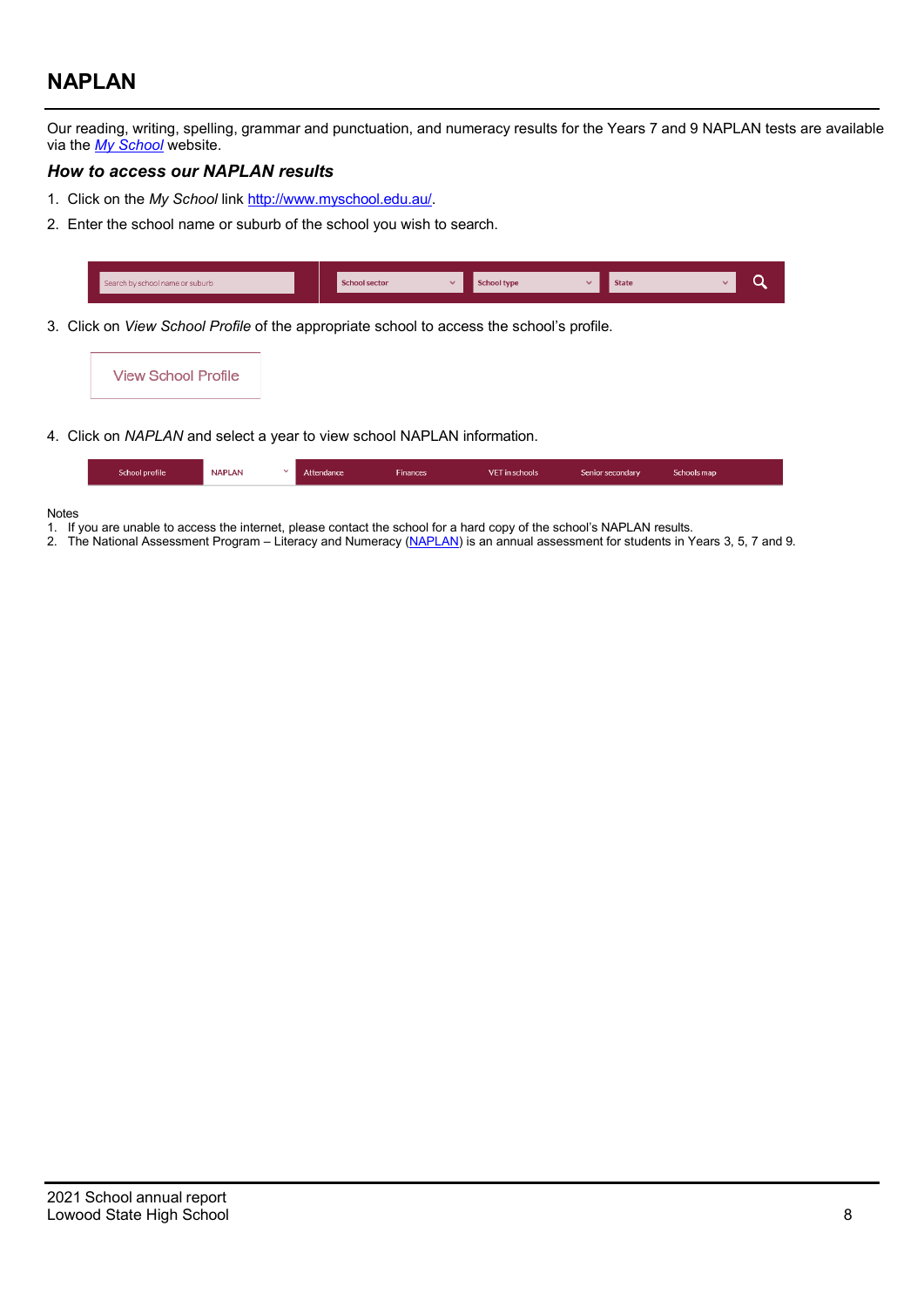# NAPLAN

Our reading, writing, spelling, grammar and punctuation, and numeracy results for the Years 7 and 9 NAPLAN tests are available via the [*My School*](http://www.myschool.edu.au/) website.

### *How to access our NAPLAN results*

1. Click on the *My School* link [http://www.myschool.edu.au/](http://www.myschool.edu.au/).
2. Enter the school name or suburb of the school you wish to search.
3. Click on *View School Profile* of the appropriate school to access the school's profile.
4. Click on *NAPLAN* and select a year to view school NAPLAN information.

Notes

1. If you are unable to access the internet, please contact the school for a hard copy of the school's NAPLAN results.
2. The National Assessment Program – Literacy and Numeracy (NAPLAN) is an annual assessment for students in Years 3, 5, 7 and 9.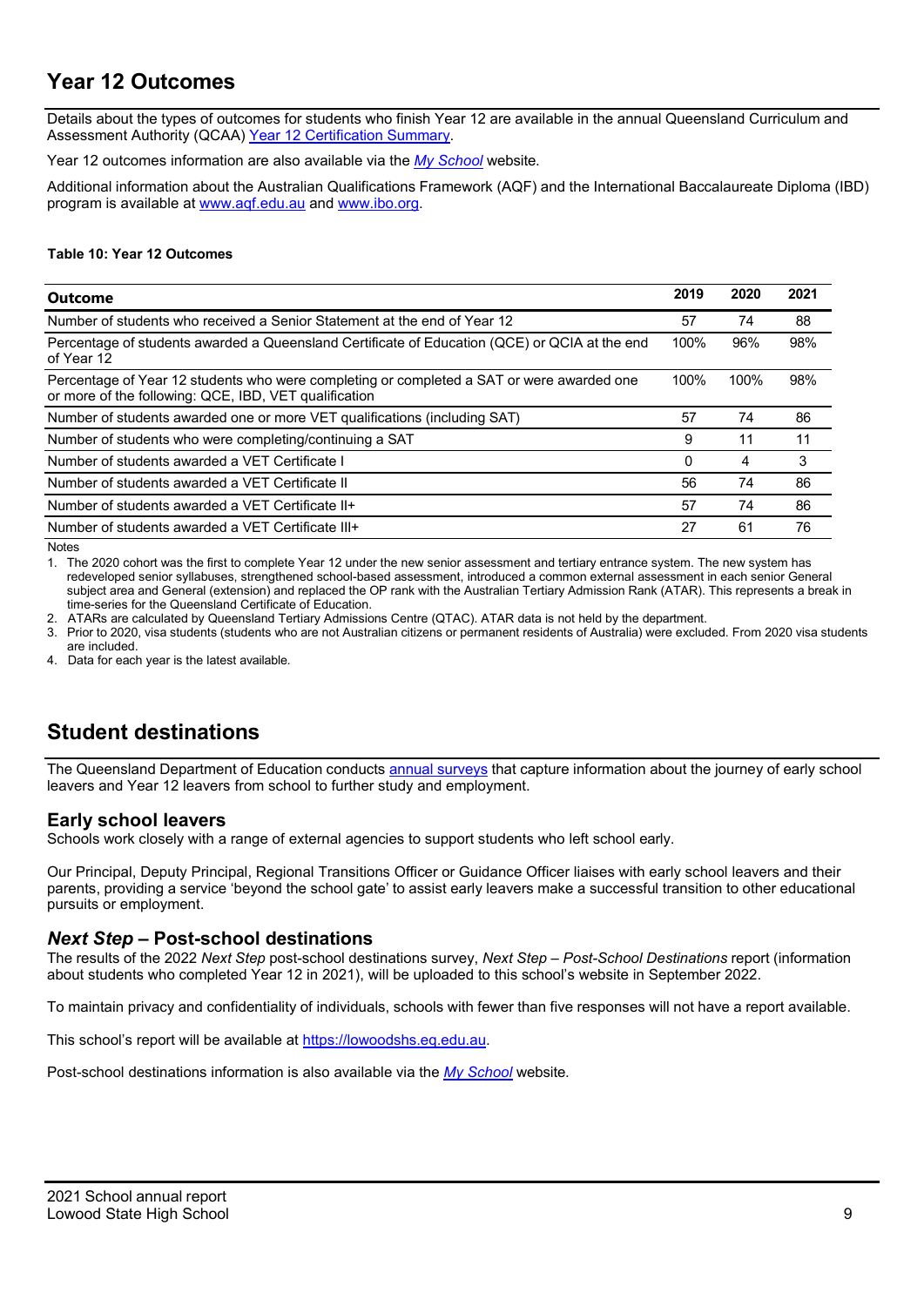## Year 12 Outcomes

Details about the types of outcomes for students who finish Year 12 are available in the annual Queensland Curriculum and Assessment Authority (QCAA) Year 12 Certification Summary.

Year 12 outcomes information are also available via the *My School* website.

Additional information about the Australian Qualifications Framework (AQF) and the International Baccalaureate Diploma (IBD) program is available at www.aqf.edu.au and www.ibo.org.

**Table 10: Year 12 Outcomes**

| Outcome | 2019 | 2020 | 2021 |
|---|---|---|---|
| Number of students who received a Senior Statement at the end of Year 12 | 57 | 74 | 88 |
| Percentage of students awarded a Queensland Certificate of Education (QCE) or QCIA at the end of Year 12 | 100% | 96% | 98% |
| Percentage of Year 12 students who were completing or completed a SAT or were awarded one or more of the following: QCE, IBD, VET qualification | 100% | 100% | 98% |
| Number of students awarded one or more VET qualifications (including SAT) | 57 | 74 | 86 |
| Number of students who were completing/continuing a SAT | 9 | 11 | 11 |
| Number of students awarded a VET Certificate I | 0 | 4 | 3 |
| Number of students awarded a VET Certificate II | 56 | 74 | 86 |
| Number of students awarded a VET Certificate II+ | 57 | 74 | 86 |
| Number of students awarded a VET Certificate III+ | 27 | 61 | 76 |

Notes

1. The 2020 cohort was the first to complete Year 12 under the new senior assessment and tertiary entrance system. The new system has redeveloped senior syllabuses, strengthened school-based assessment, introduced a common external assessment in each senior General subject area and General (extension) and replaced the OP rank with the Australian Tertiary Admission Rank (ATAR). This represents a break in time-series for the Queensland Certificate of Education.
2. ATARs are calculated by Queensland Tertiary Admissions Centre (QTAC). ATAR data is not held by the department.
3. Prior to 2020, visa students (students who are not Australian citizens or permanent residents of Australia) were excluded. From 2020 visa students are included.
4. Data for each year is the latest available.

## Student destinations

The Queensland Department of Education conducts annual surveys that capture information about the journey of early school leavers and Year 12 leavers from school to further study and employment.

### Early school leavers

Schools work closely with a range of external agencies to support students who left school early.

Our Principal, Deputy Principal, Regional Transitions Officer or Guidance Officer liaises with early school leavers and their parents, providing a service 'beyond the school gate' to assist early leavers make a successful transition to other educational pursuits or employment.

### *Next Step* – Post-school destinations

The results of the 2022 *Next Step* post-school destinations survey, *Next Step – Post-School Destinations* report (information about students who completed Year 12 in 2021), will be uploaded to this school's website in September 2022.

To maintain privacy and confidentiality of individuals, schools with fewer than five responses will not have a report available.

This school's report will be available at https://lowoodshs.eq.edu.au.

Post-school destinations information is also available via the *My School* website.